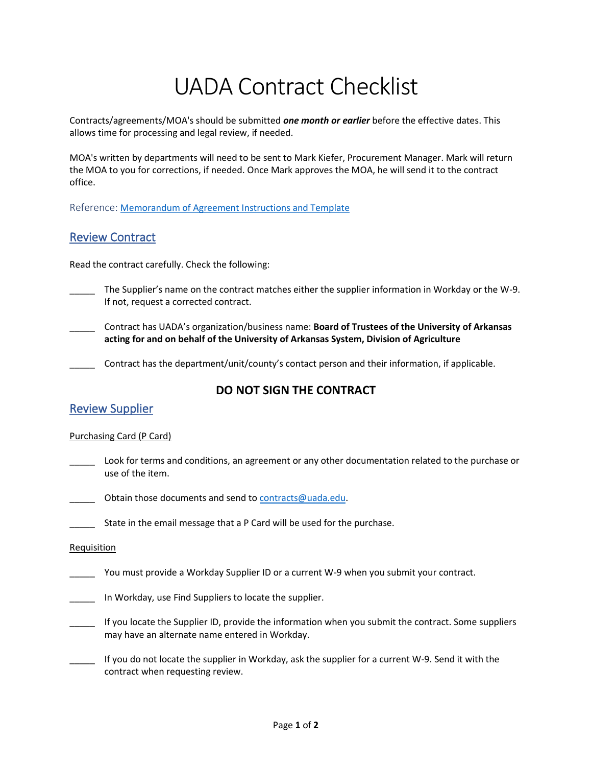# UADA Contract Checklist

Contracts/agreements/MOA's should be submitted ***one month or earlier*** before the effective dates. This allows time for processing and legal review, if needed.

MOA's written by departments will need to be sent to Mark Kiefer, Procurement Manager. Mark will return the MOA to you for corrections, if needed. Once Mark approves the MOA, he will send it to the contract office.

Reference: [Memorandum of Agreement Instructions and Template]()

## Review Contract

Read the contract carefully. Check the following:

_____ The Supplier's name on the contract matches either the supplier information in Workday or the W-9. If not, request a corrected contract.

_____ Contract has UADA's organization/business name: **Board of Trustees of the University of Arkansas acting for and on behalf of the University of Arkansas System, Division of Agriculture**

_____ Contract has the department/unit/county's contact person and their information, if applicable.

**DO NOT SIGN THE CONTRACT**

## Review Supplier

Purchasing Card (P Card)

_____ Look for terms and conditions, an agreement or any other documentation related to the purchase or use of the item.

_____ Obtain those documents and send to contracts@uada.edu.

_____ State in the email message that a P Card will be used for the purchase.

Requisition

_____ You must provide a Workday Supplier ID or a current W-9 when you submit your contract.

_____ In Workday, use Find Suppliers to locate the supplier.

_____ If you locate the Supplier ID, provide the information when you submit the contract. Some suppliers may have an alternate name entered in Workday.

_____ If you do not locate the supplier in Workday, ask the supplier for a current W-9. Send it with the contract when requesting review.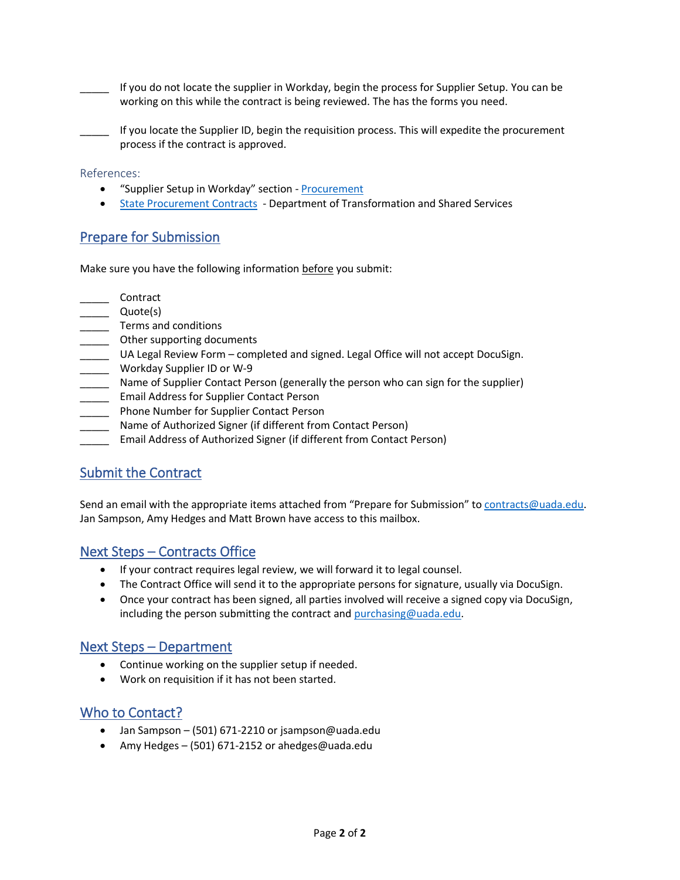_____ If you do not locate the supplier in Workday, begin the process for Supplier Setup. You can be working on this while the contract is being reviewed. The has the forms you need.

_____ If you locate the Supplier ID, begin the requisition process. This will expedite the procurement process if the contract is approved.

References:

- "Supplier Setup in Workday" section - Procurement
- State Procurement Contracts - Department of Transformation and Shared Services

## Prepare for Submission

Make sure you have the following information before you submit:

_____ Contract
_____ Quote(s)
_____ Terms and conditions
_____ Other supporting documents
_____ UA Legal Review Form – completed and signed. Legal Office will not accept DocuSign.
_____ Workday Supplier ID or W-9
_____ Name of Supplier Contact Person (generally the person who can sign for the supplier)
_____ Email Address for Supplier Contact Person
_____ Phone Number for Supplier Contact Person
_____ Name of Authorized Signer (if different from Contact Person)
_____ Email Address of Authorized Signer (if different from Contact Person)

## Submit the Contract

Send an email with the appropriate items attached from "Prepare for Submission" to contracts@uada.edu. Jan Sampson, Amy Hedges and Matt Brown have access to this mailbox.

## Next Steps – Contracts Office

- If your contract requires legal review, we will forward it to legal counsel.
- The Contract Office will send it to the appropriate persons for signature, usually via DocuSign.
- Once your contract has been signed, all parties involved will receive a signed copy via DocuSign, including the person submitting the contract and purchasing@uada.edu.

## Next Steps – Department

- Continue working on the supplier setup if needed.
- Work on requisition if it has not been started.

## Who to Contact?

- Jan Sampson – (501) 671-2210 or jsampson@uada.edu
- Amy Hedges – (501) 671-2152 or ahedges@uada.edu